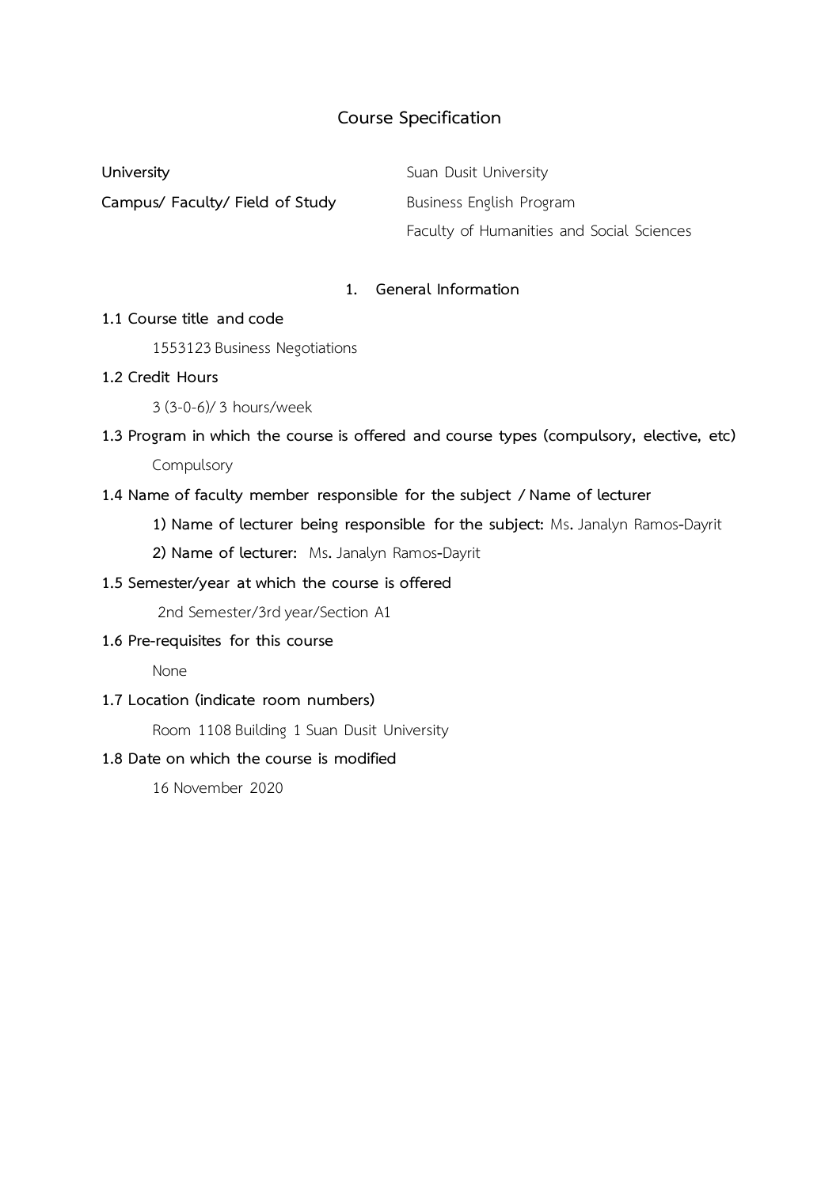# Course Specification

| | |
|---|---|
| **University** | Suan Dusit University |
| **Campus/ Faculty/ Field of Study** | Business English Program<br>Faculty of Humanities and Social Sciences |

## 1. General Information

**1.1 Course title and code**

1553123 Business Negotiations

**1.2 Credit Hours**

3 (3-0-6)/ 3 hours/week

**1.3 Program in which the course is offered and course types (compulsory, elective, etc)**

Compulsory

**1.4 Name of faculty member responsible for the subject / Name of lecturer**

**1) Name of lecturer being responsible for the subject:** Ms. Janalyn Ramos-Dayrit

**2) Name of lecturer:** Ms. Janalyn Ramos-Dayrit

**1.5 Semester/year at which the course is offered**

2nd Semester/3rd year/Section A1

**1.6 Pre-requisites for this course**

None

**1.7 Location (indicate room numbers)**

Room 1108 Building 1 Suan Dusit University

**1.8 Date on which the course is modified**

16 November 2020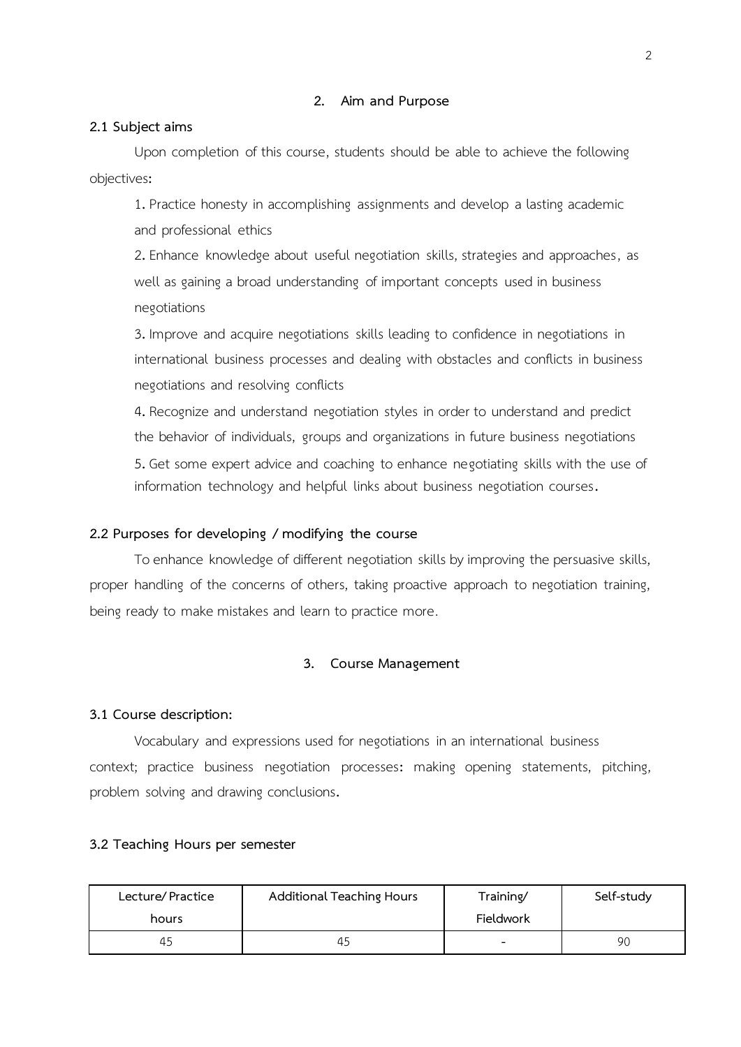## 2. Aim and Purpose

### 2.1 Subject aims

Upon completion of this course, students should be able to achieve the following objectives:

1. Practice honesty in accomplishing assignments and develop a lasting academic and professional ethics
2. Enhance knowledge about useful negotiation skills, strategies and approaches, as well as gaining a broad understanding of important concepts used in business negotiations
3. Improve and acquire negotiations skills leading to confidence in negotiations in international business processes and dealing with obstacles and conflicts in business negotiations and resolving conflicts
4. Recognize and understand negotiation styles in order to understand and predict the behavior of individuals, groups and organizations in future business negotiations
5. Get some expert advice and coaching to enhance negotiating skills with the use of information technology and helpful links about business negotiation courses.

### 2.2 Purposes for developing / modifying the course

To enhance knowledge of different negotiation skills by improving the persuasive skills, proper handling of the concerns of others, taking proactive approach to negotiation training, being ready to make mistakes and learn to practice more.

## 3. Course Management

### 3.1 Course description:

Vocabulary and expressions used for negotiations in an international business context; practice business negotiation processes: making opening statements, pitching, problem solving and drawing conclusions.

### 3.2 Teaching Hours per semester

| Lecture/ Practice hours | Additional Teaching Hours | Training/ Fieldwork | Self-study |
|---|---|---|---|
| 45 | 45 | - | 90 |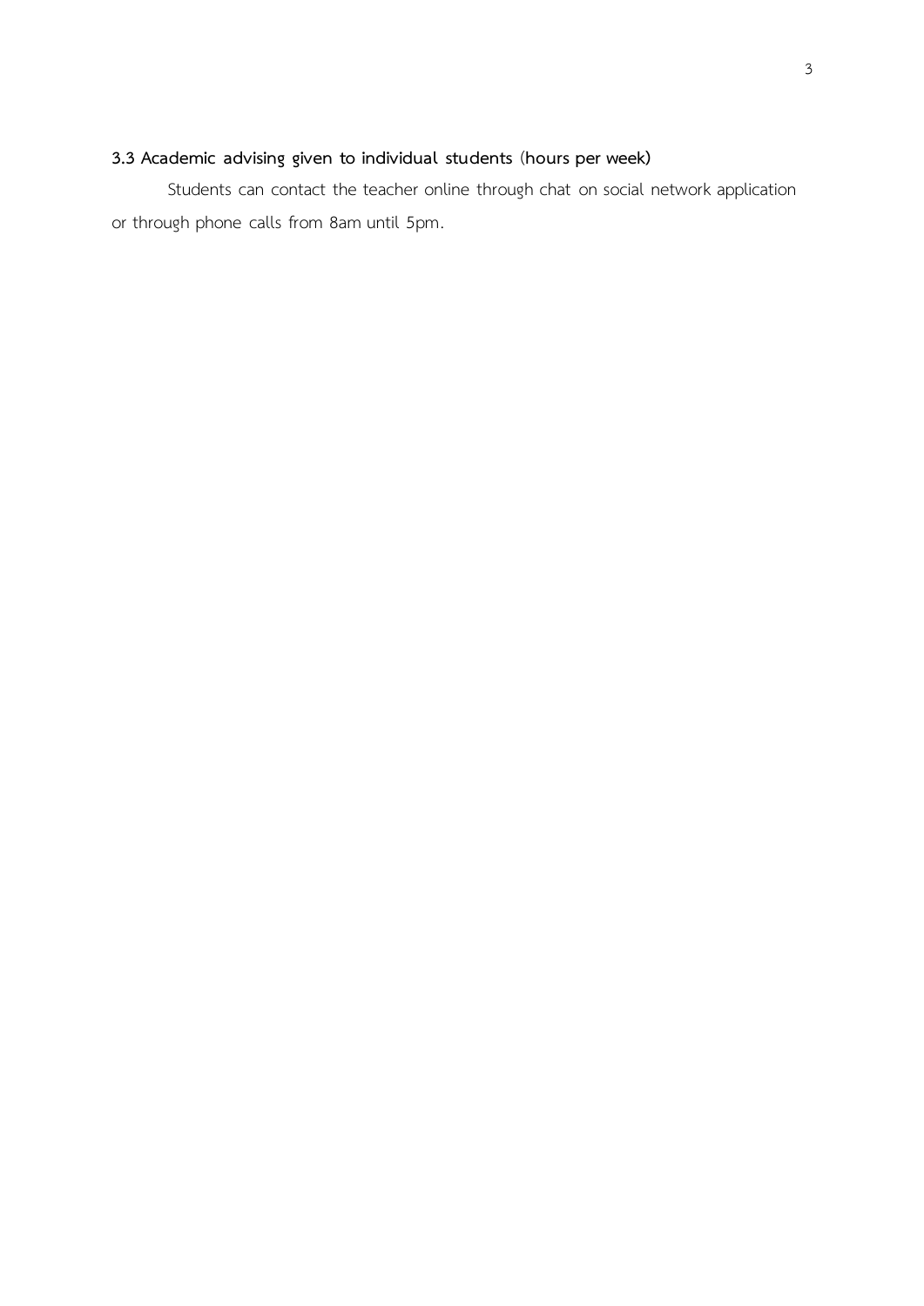### 3.3 Academic advising given to individual students (hours per week)

Students can contact the teacher online through chat on social network application or through phone calls from 8am until 5pm.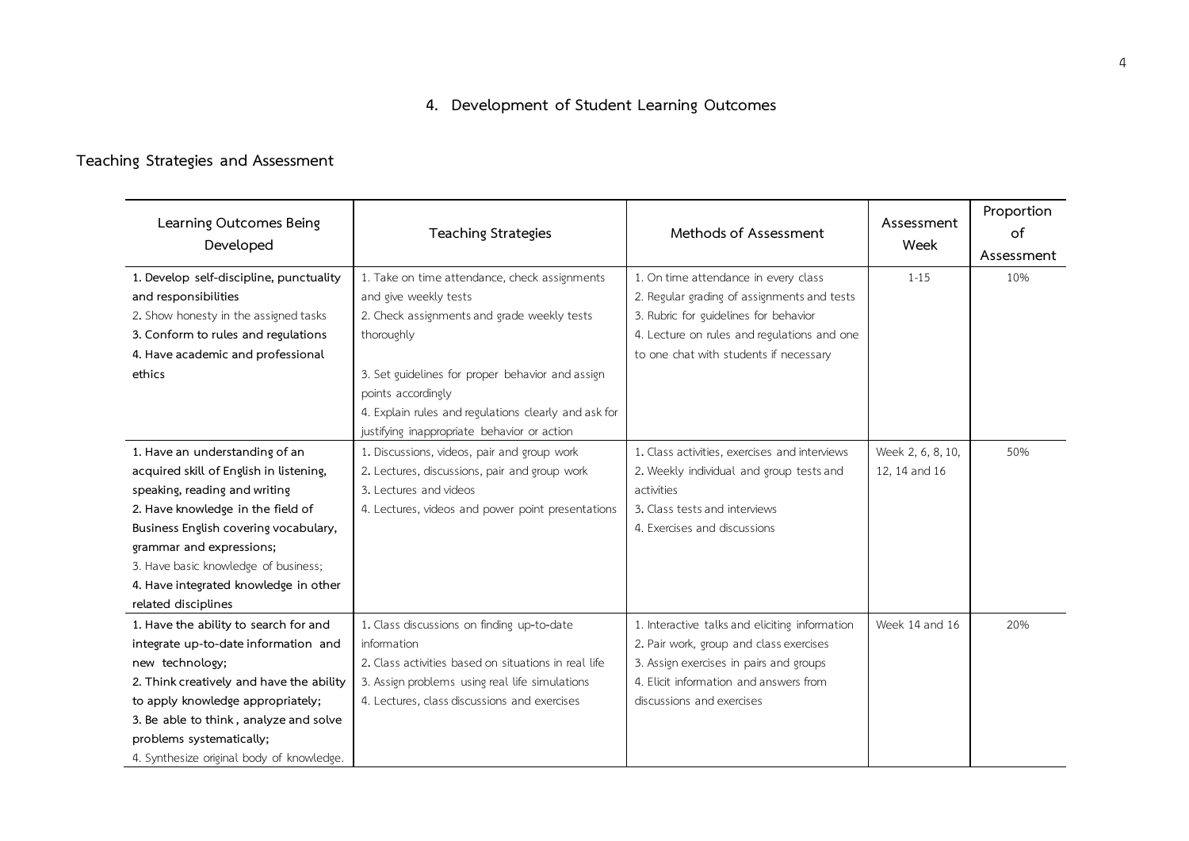## 4. Development of Student Learning Outcomes

### Teaching Strategies and Assessment

| Learning Outcomes Being Developed | Teaching Strategies | Methods of Assessment | Assessment Week | Proportion of Assessment |
|---|---|---|---|---|
| **1. Develop self-discipline, punctuality and responsibilities**<br>2. Show honesty in the assigned tasks<br>**3. Conform to rules and regulations**<br>**4. Have academic and professional ethics** | 1. Take on time attendance, check assignments and give weekly tests<br>2. Check assignments and grade weekly tests thoroughly<br>3. Set guidelines for proper behavior and assign points accordingly<br>4. Explain rules and regulations clearly and ask for justifying inappropriate behavior or action | 1. On time attendance in every class<br>2. Regular grading of assignments and tests<br>3. Rubric for guidelines for behavior<br>4. Lecture on rules and regulations and one to one chat with students if necessary | 1-15 | 10% |
| **1. Have an understanding of an acquired skill of English in listening, speaking, reading and writing**<br>**2. Have knowledge in the field of Business English covering vocabulary, grammar and expressions;**<br>3. Have basic knowledge of business;<br>**4. Have integrated knowledge in other related disciplines** | 1. Discussions, videos, pair and group work<br>2. Lectures, discussions, pair and group work<br>3. Lectures and videos<br>4. Lectures, videos and power point presentations | 1. Class activities, exercises and interviews<br>2. Weekly individual and group tests and activities<br>3. Class tests and interviews<br>4. Exercises and discussions | Week 2, 6, 8, 10, 12, 14 and 16 | 50% |
| **1. Have the ability to search for and integrate up-to-date information and new technology;**<br>**2. Think creatively and have the ability to apply knowledge appropriately;**<br>**3. Be able to think , analyze and solve problems systematically;**<br>4. Synthesize original body of knowledge. | 1. Class discussions on finding up-to-date information<br>2. Class activities based on situations in real life<br>3. Assign problems using real life simulations<br>4. Lectures, class discussions and exercises | 1. Interactive talks and eliciting information<br>2. Pair work, group and class exercises<br>3. Assign exercises in pairs and groups<br>4. Elicit information and answers from discussions and exercises | Week 14 and 16 | 20% |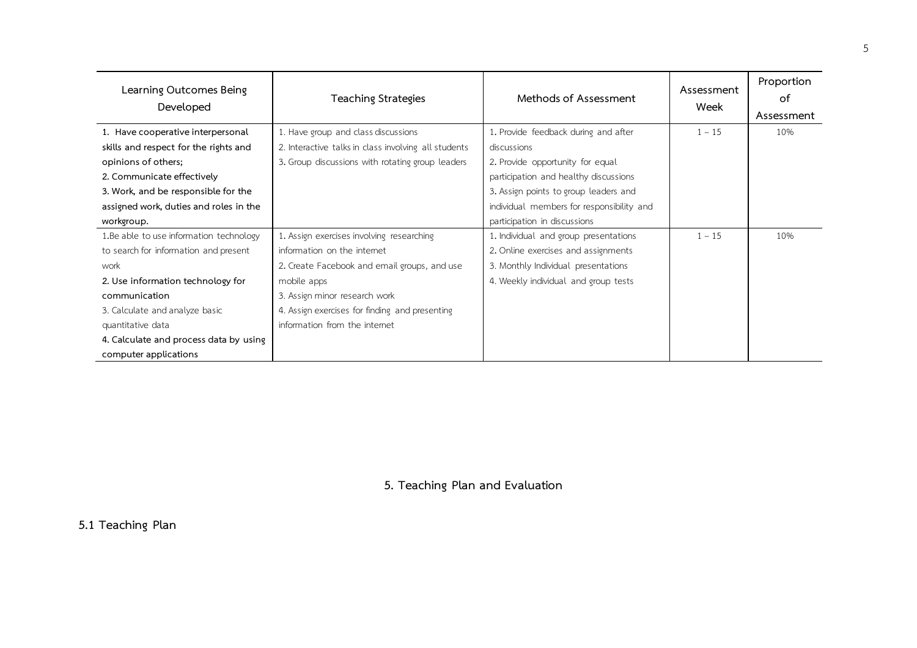| Learning Outcomes Being Developed | Teaching Strategies | Methods of Assessment | Assessment Week | Proportion of Assessment |
|---|---|---|---|---|
| **1. Have cooperative interpersonal skills and respect for the rights and opinions of others;**<br>**2. Communicate effectively**<br>**3. Work, and be responsible for the assigned work, duties and roles in the workgroup.** | 1. Have group and class discussions<br>2. Interactive talks in class involving all students<br>3. Group discussions with rotating group leaders | 1. Provide feedback during and after discussions<br>2. Provide opportunity for equal participation and healthy discussions<br>3. Assign points to group leaders and individual members for responsibility and participation in discussions | 1 – 15 | 10% |
| 1.Be able to use information technology to search for information and present work<br>**2. Use information technology for communication**<br>3. Calculate and analyze basic quantitative data<br>**4. Calculate and process data by using computer applications** | 1. Assign exercises involving researching information on the internet<br>2. Create Facebook and email groups, and use mobile apps<br>3. Assign minor research work<br>4. Assign exercises for finding and presenting information from the internet | 1. Individual and group presentations<br>2. Online exercises and assignments<br>3. Monthly Individual presentations<br>4. Weekly individual and group tests | 1 – 15 | 10% |

## 5. Teaching Plan and Evaluation

### 5.1 Teaching Plan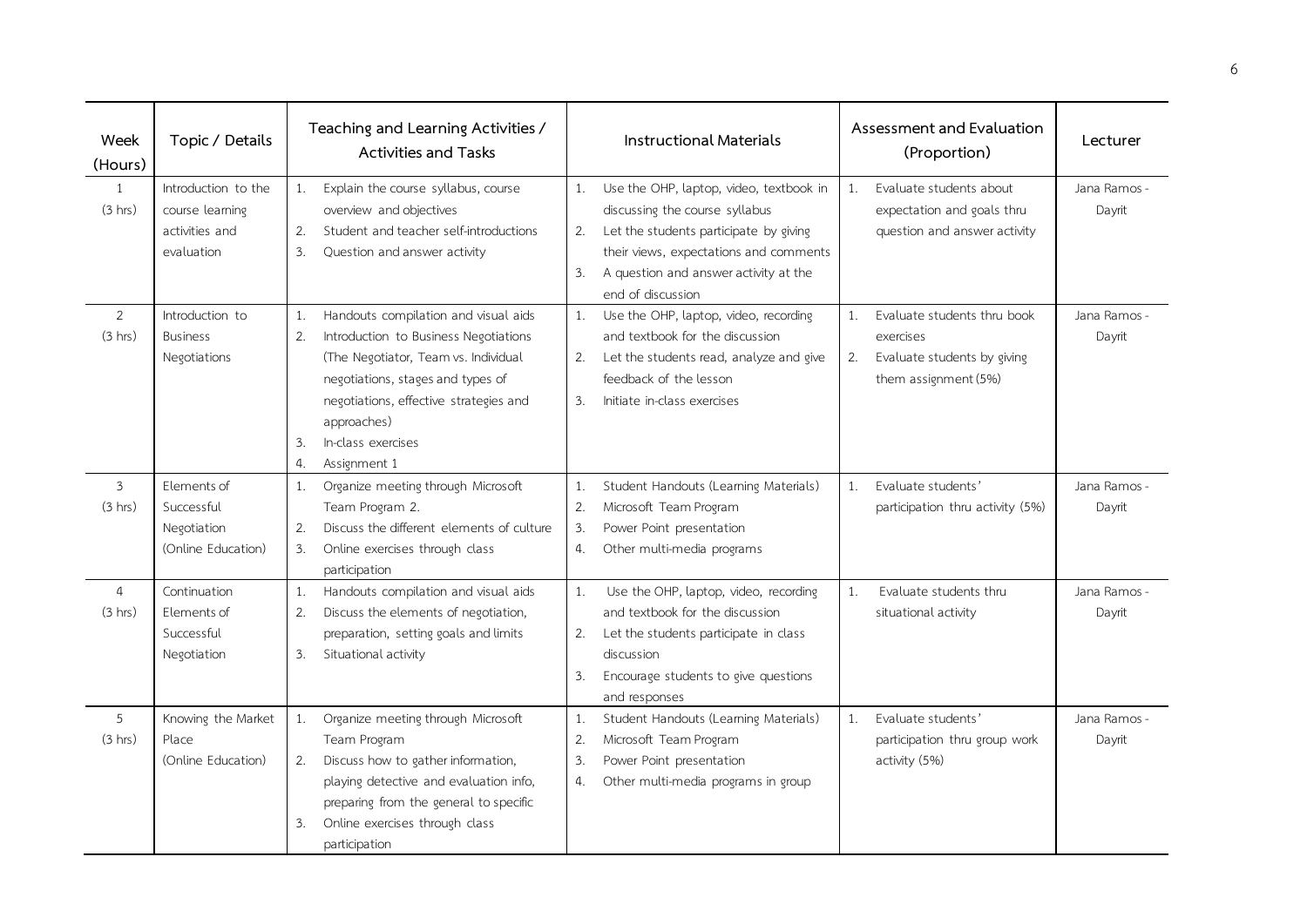| Week (Hours) | Topic / Details | Teaching and Learning Activities / Activities and Tasks | Instructional Materials | Assessment and Evaluation (Proportion) | Lecturer |
|---|---|---|---|---|---|
| 1 (3 hrs) | Introduction to the course learning activities and evaluation | 1. Explain the course syllabus, course overview and objectives<br>2. Student and teacher self-introductions<br>3. Question and answer activity | 1. Use the OHP, laptop, video, textbook in discussing the course syllabus<br>2. Let the students participate by giving their views, expectations and comments<br>3. A question and answer activity at the end of discussion | 1. Evaluate students about expectation and goals thru question and answer activity | Jana Ramos - Dayrit |
| 2 (3 hrs) | Introduction to Business Negotiations | 1. Handouts compilation and visual aids<br>2. Introduction to Business Negotiations (The Negotiator, Team vs. Individual negotiations, stages and types of negotiations, effective strategies and approaches)<br>3. In-class exercises<br>4. Assignment 1 | 1. Use the OHP, laptop, video, recording and textbook for the discussion<br>2. Let the students read, analyze and give feedback of the lesson<br>3. Initiate in-class exercises | 1. Evaluate students thru book exercises<br>2. Evaluate students by giving them assignment (5%) | Jana Ramos - Dayrit |
| 3 (3 hrs) | Elements of Successful Negotiation (Online Education) | 1. Organize meeting through Microsoft Team Program 2.<br>2. Discuss the different elements of culture<br>3. Online exercises through class participation | 1. Student Handouts (Learning Materials)<br>2. Microsoft Team Program<br>3. Power Point presentation<br>4. Other multi-media programs | 1. Evaluate students' participation thru activity (5%) | Jana Ramos - Dayrit |
| 4 (3 hrs) | Continuation Elements of Successful Negotiation | 1. Handouts compilation and visual aids<br>2. Discuss the elements of negotiation, preparation, setting goals and limits<br>3. Situational activity | 1. Use the OHP, laptop, video, recording and textbook for the discussion<br>2. Let the students participate in class discussion<br>3. Encourage students to give questions and responses | 1. Evaluate students thru situational activity | Jana Ramos - Dayrit |
| 5 (3 hrs) | Knowing the Market Place (Online Education) | 1. Organize meeting through Microsoft Team Program<br>2. Discuss how to gather information, playing detective and evaluation info, preparing from the general to specific<br>3. Online exercises through class participation | 1. Student Handouts (Learning Materials)<br>2. Microsoft Team Program<br>3. Power Point presentation<br>4. Other multi-media programs in group | 1. Evaluate students' participation thru group work activity (5%) | Jana Ramos - Dayrit |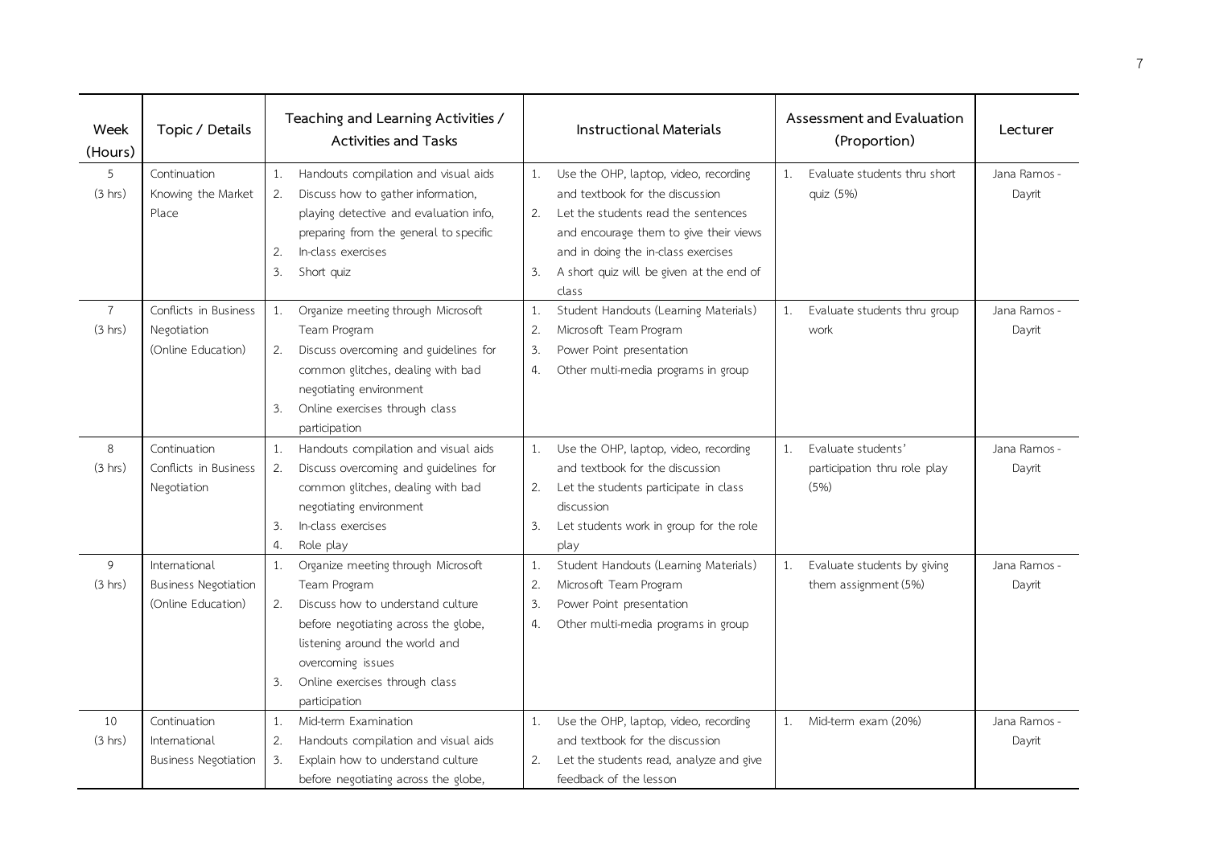| Week (Hours) | Topic / Details | Teaching and Learning Activities / Activities and Tasks | Instructional Materials | Assessment and Evaluation (Proportion) | Lecturer |
|---|---|---|---|---|---|
| 5 (3 hrs) | Continuation Knowing the Market Place | 1. Handouts compilation and visual aids<br>2. Discuss how to gather information, playing detective and evaluation info, preparing from the general to specific<br>2. In-class exercises<br>3. Short quiz | 1. Use the OHP, laptop, video, recording and textbook for the discussion<br>2. Let the students read the sentences and encourage them to give their views and in doing the in-class exercises<br>3. A short quiz will be given at the end of class | 1. Evaluate students thru short quiz (5%) | Jana Ramos - Dayrit |
| 7 (3 hrs) | Conflicts in Business Negotiation (Online Education) | 1. Organize meeting through Microsoft Team Program<br>2. Discuss overcoming and guidelines for common glitches, dealing with bad negotiating environment<br>3. Online exercises through class participation | 1. Student Handouts (Learning Materials)<br>2. Microsoft Team Program<br>3. Power Point presentation<br>4. Other multi-media programs in group | 1. Evaluate students thru group work | Jana Ramos - Dayrit |
| 8 (3 hrs) | Continuation Conflicts in Business Negotiation | 1. Handouts compilation and visual aids<br>2. Discuss overcoming and guidelines for common glitches, dealing with bad negotiating environment<br>3. In-class exercises<br>4. Role play | 1. Use the OHP, laptop, video, recording and textbook for the discussion<br>2. Let the students participate in class discussion<br>3. Let students work in group for the role play | 1. Evaluate students' participation thru role play (5%) | Jana Ramos - Dayrit |
| 9 (3 hrs) | International Business Negotiation (Online Education) | 1. Organize meeting through Microsoft Team Program<br>2. Discuss how to understand culture before negotiating across the globe, listening around the world and overcoming issues<br>3. Online exercises through class participation | 1. Student Handouts (Learning Materials)<br>2. Microsoft Team Program<br>3. Power Point presentation<br>4. Other multi-media programs in group | 1. Evaluate students by giving them assignment (5%) | Jana Ramos - Dayrit |
| 10 (3 hrs) | Continuation International Business Negotiation | 1. Mid-term Examination<br>2. Handouts compilation and visual aids<br>3. Explain how to understand culture before negotiating across the globe, | 1. Use the OHP, laptop, video, recording and textbook for the discussion<br>2. Let the students read, analyze and give feedback of the lesson | 1. Mid-term exam (20%) | Jana Ramos - Dayrit |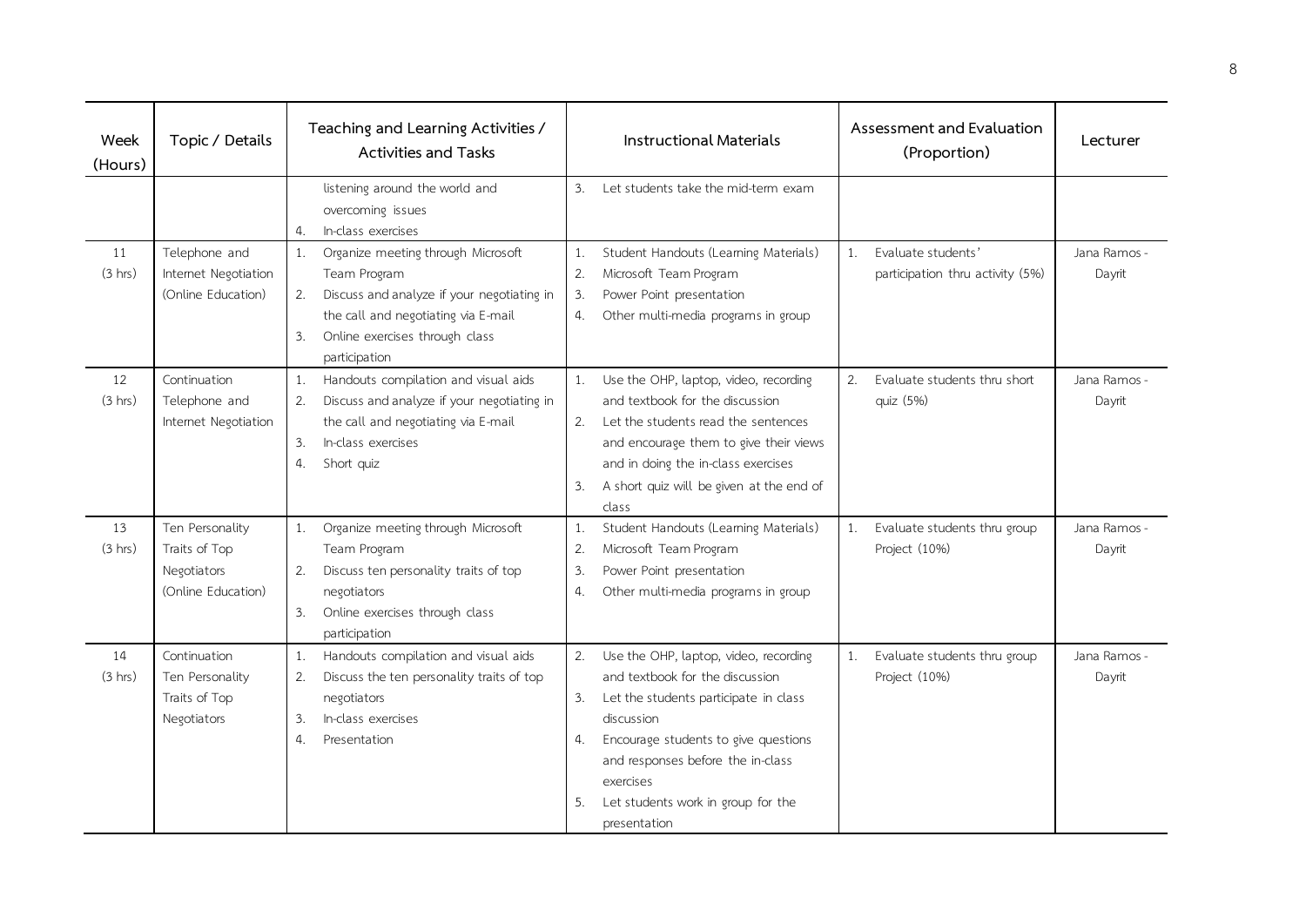| Week (Hours) | Topic / Details | Teaching and Learning Activities / Activities and Tasks | Instructional Materials | Assessment and Evaluation (Proportion) | Lecturer |
|---|---|---|---|---|---|
| | | listening around the world and overcoming issues<br>4. In-class exercises | 3. Let students take the mid-term exam | | |
| 11<br>(3 hrs) | Telephone and Internet Negotiation (Online Education) | 1. Organize meeting through Microsoft Team Program<br>2. Discuss and analyze if your negotiating in the call and negotiating via E-mail<br>3. Online exercises through class participation | 1. Student Handouts (Learning Materials)<br>2. Microsoft Team Program<br>3. Power Point presentation<br>4. Other multi-media programs in group | 1. Evaluate students' participation thru activity (5%) | Jana Ramos - Dayrit |
| 12<br>(3 hrs) | Continuation Telephone and Internet Negotiation | 1. Handouts compilation and visual aids<br>2. Discuss and analyze if your negotiating in the call and negotiating via E-mail<br>3. In-class exercises<br>4. Short quiz | 1. Use the OHP, laptop, video, recording and textbook for the discussion<br>2. Let the students read the sentences and encourage them to give their views and in doing the in-class exercises<br>3. A short quiz will be given at the end of class | 2. Evaluate students thru short quiz (5%) | Jana Ramos - Dayrit |
| 13<br>(3 hrs) | Ten Personality Traits of Top Negotiators (Online Education) | 1. Organize meeting through Microsoft Team Program<br>2. Discuss ten personality traits of top negotiators<br>3. Online exercises through class participation | 1. Student Handouts (Learning Materials)<br>2. Microsoft Team Program<br>3. Power Point presentation<br>4. Other multi-media programs in group | 1. Evaluate students thru group Project (10%) | Jana Ramos - Dayrit |
| 14<br>(3 hrs) | Continuation Ten Personality Traits of Top Negotiators | 1. Handouts compilation and visual aids<br>2. Discuss the ten personality traits of top negotiators<br>3. In-class exercises<br>4. Presentation | 2. Use the OHP, laptop, video, recording and textbook for the discussion<br>3. Let the students participate in class discussion<br>4. Encourage students to give questions and responses before the in-class exercises<br>5. Let students work in group for the presentation | 1. Evaluate students thru group Project (10%) | Jana Ramos - Dayrit |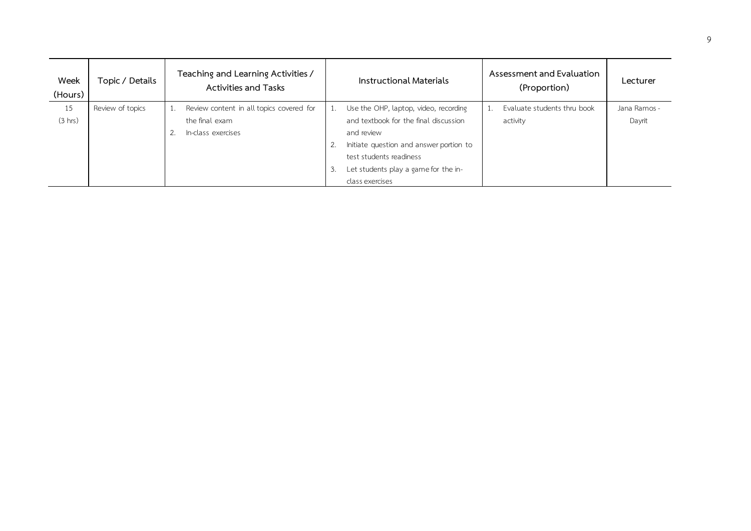| Week (Hours) | Topic / Details | Teaching and Learning Activities / Activities and Tasks | Instructional Materials | Assessment and Evaluation (Proportion) | Lecturer |
|---|---|---|---|---|---|
| 15 (3 hrs) | Review of topics | 1. Review content in all topics covered for the final exam<br>2. In-class exercises | 1. Use the OHP, laptop, video, recording and textbook for the final discussion and review<br>2. Initiate question and answer portion to test students readiness<br>3. Let students play a game for the in-class exercises | 1. Evaluate students thru book activity | Jana Ramos - Dayrit |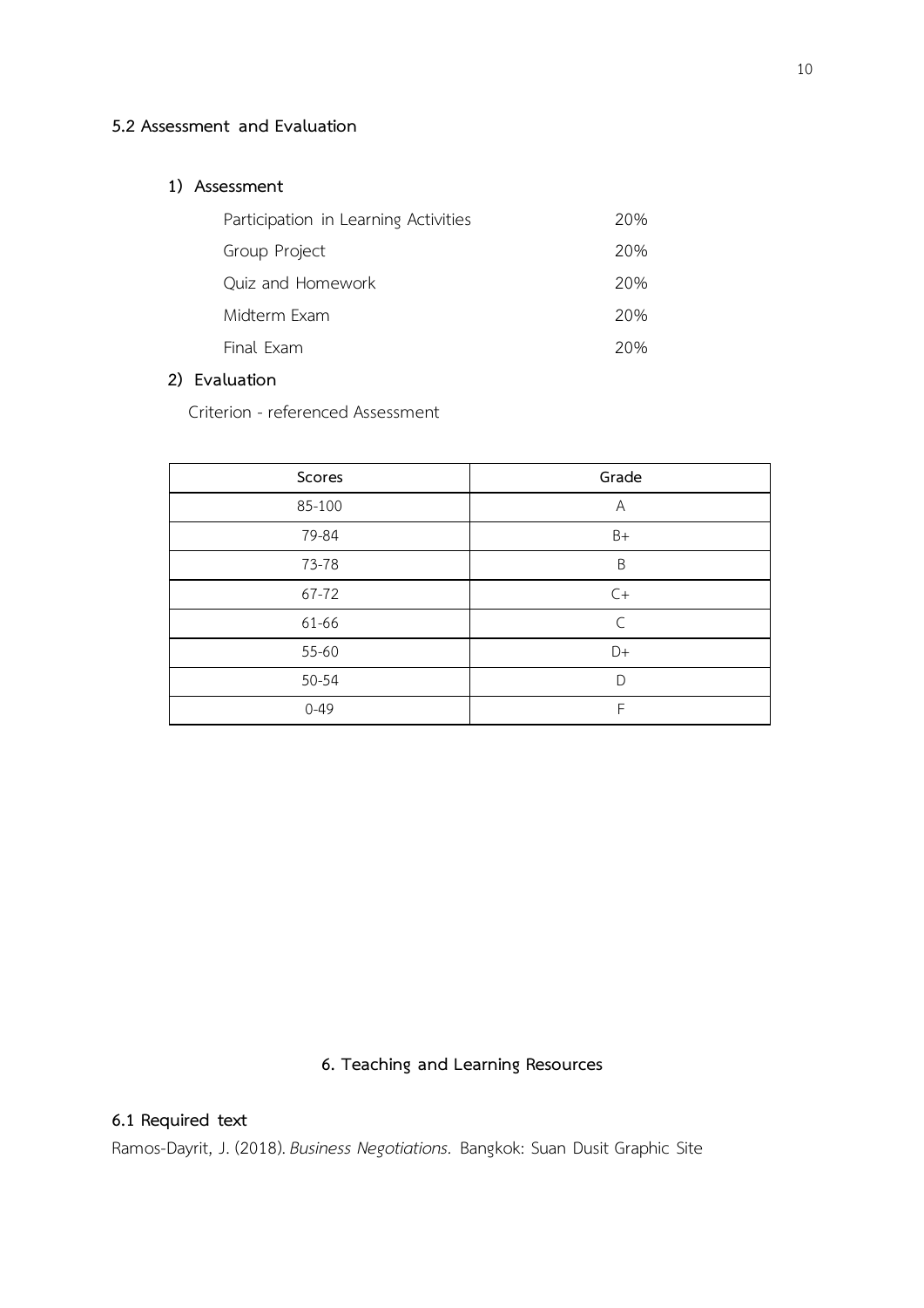### 5.2 Assessment and Evaluation

**1) Assessment**

| | |
|---|---|
| Participation in Learning Activities | 20% |
| Group Project | 20% |
| Quiz and Homework | 20% |
| Midterm Exam | 20% |
| Final Exam | 20% |

**2) Evaluation**

Criterion - referenced Assessment

| Scores | Grade |
|---|---|
| 85-100 | A |
| 79-84 | B+ |
| 73-78 | B |
| 67-72 | C+ |
| 61-66 | C |
| 55-60 | D+ |
| 50-54 | D |
| 0-49 | F |

## 6. Teaching and Learning Resources

### 6.1 Required text

Ramos-Dayrit, J. (2018). *Business Negotiations.* Bangkok: Suan Dusit Graphic Site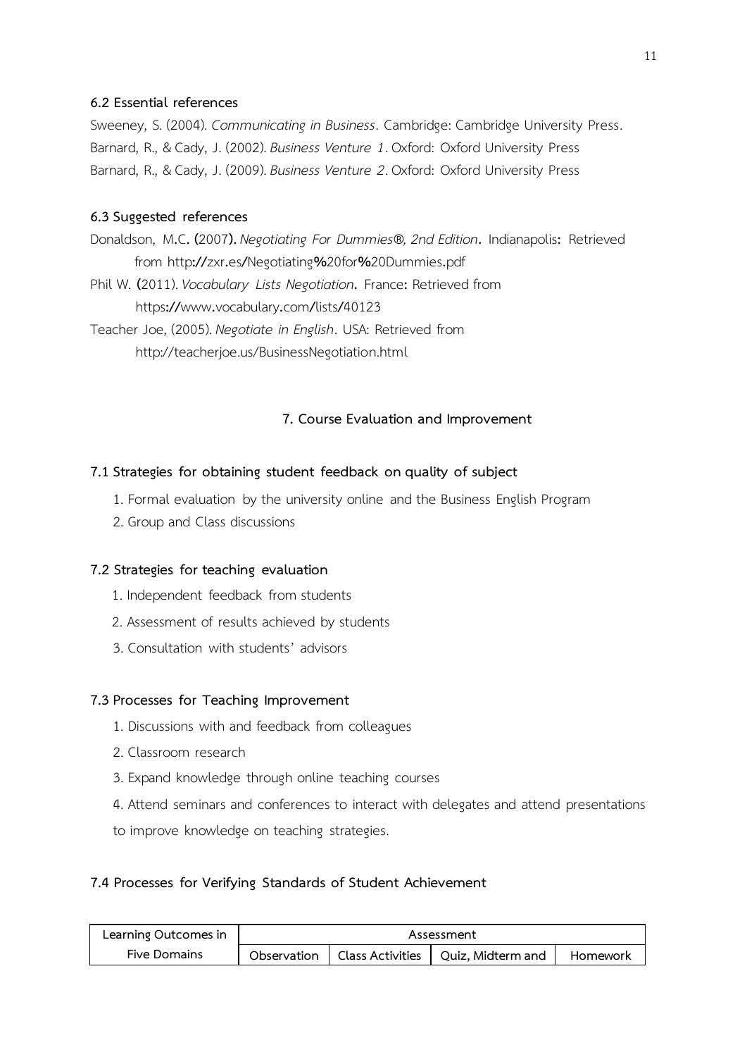### 6.2 Essential references

Sweeney, S. (2004). *Communicating in Business*. Cambridge: Cambridge University Press.

Barnard, R., & Cady, J. (2002). *Business Venture 1*. Oxford: Oxford University Press

Barnard, R., & Cady, J. (2009). *Business Venture 2*. Oxford: Oxford University Press

### 6.3 Suggested references

Donaldson, M.C. (2007). *Negotiating For Dummies®, 2nd Edition*. Indianapolis: Retrieved from http://zxr.es/Negotiating%20for%20Dummies.pdf

Phil W. (2011). *Vocabulary Lists Negotiation*. France: Retrieved from https://www.vocabulary.com/lists/40123

Teacher Joe, (2005). *Negotiate in English*. USA: Retrieved from http://teacherjoe.us/BusinessNegotiation.html

## 7. Course Evaluation and Improvement

### 7.1 Strategies for obtaining student feedback on quality of subject

1. Formal evaluation by the university online and the Business English Program
2. Group and Class discussions

### 7.2 Strategies for teaching evaluation

1. Independent feedback from students
2. Assessment of results achieved by students
3. Consultation with students' advisors

### 7.3 Processes for Teaching Improvement

1. Discussions with and feedback from colleagues
2. Classroom research
3. Expand knowledge through online teaching courses
4. Attend seminars and conferences to interact with delegates and attend presentations to improve knowledge on teaching strategies.

### 7.4 Processes for Verifying Standards of Student Achievement

| Learning Outcomes in Five Domains | Assessment | | | |
|---|---|---|---|---|
| | Observation | Class Activities | Quiz, Midterm and | Homework |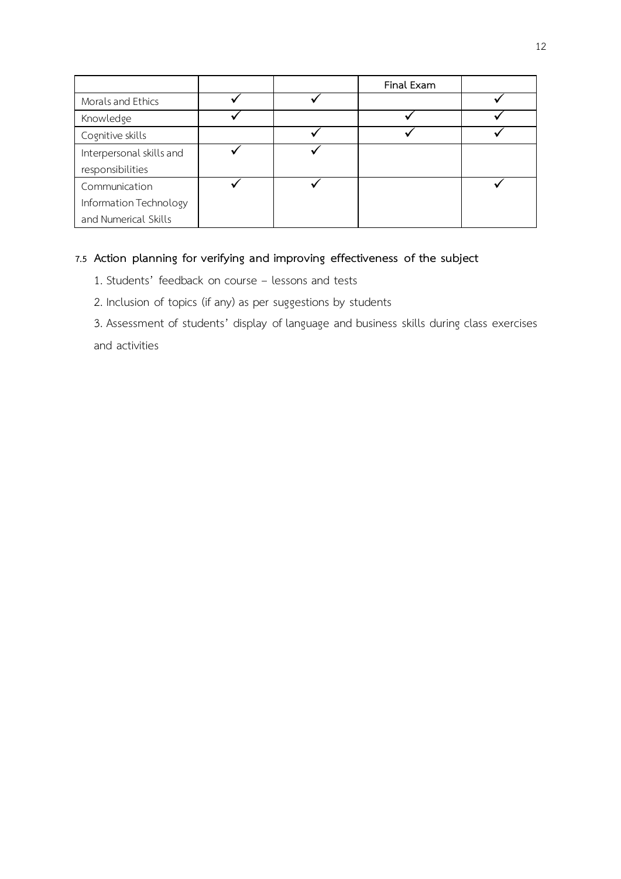| | | | Final Exam | |
|---|---|---|---|---|
| Morals and Ethics | ✓ | ✓ | | ✓ |
| Knowledge | ✓ | | ✓ | ✓ |
| Cognitive skills | | ✓ | ✓ | ✓ |
| Interpersonal skills and responsibilities | ✓ | ✓ | | |
| Communication Information Technology and Numerical Skills | ✓ | ✓ | | ✓ |

### 7.5 Action planning for verifying and improving effectiveness of the subject

1. Students' feedback on course – lessons and tests
2. Inclusion of topics (if any) as per suggestions by students
3. Assessment of students' display of language and business skills during class exercises and activities